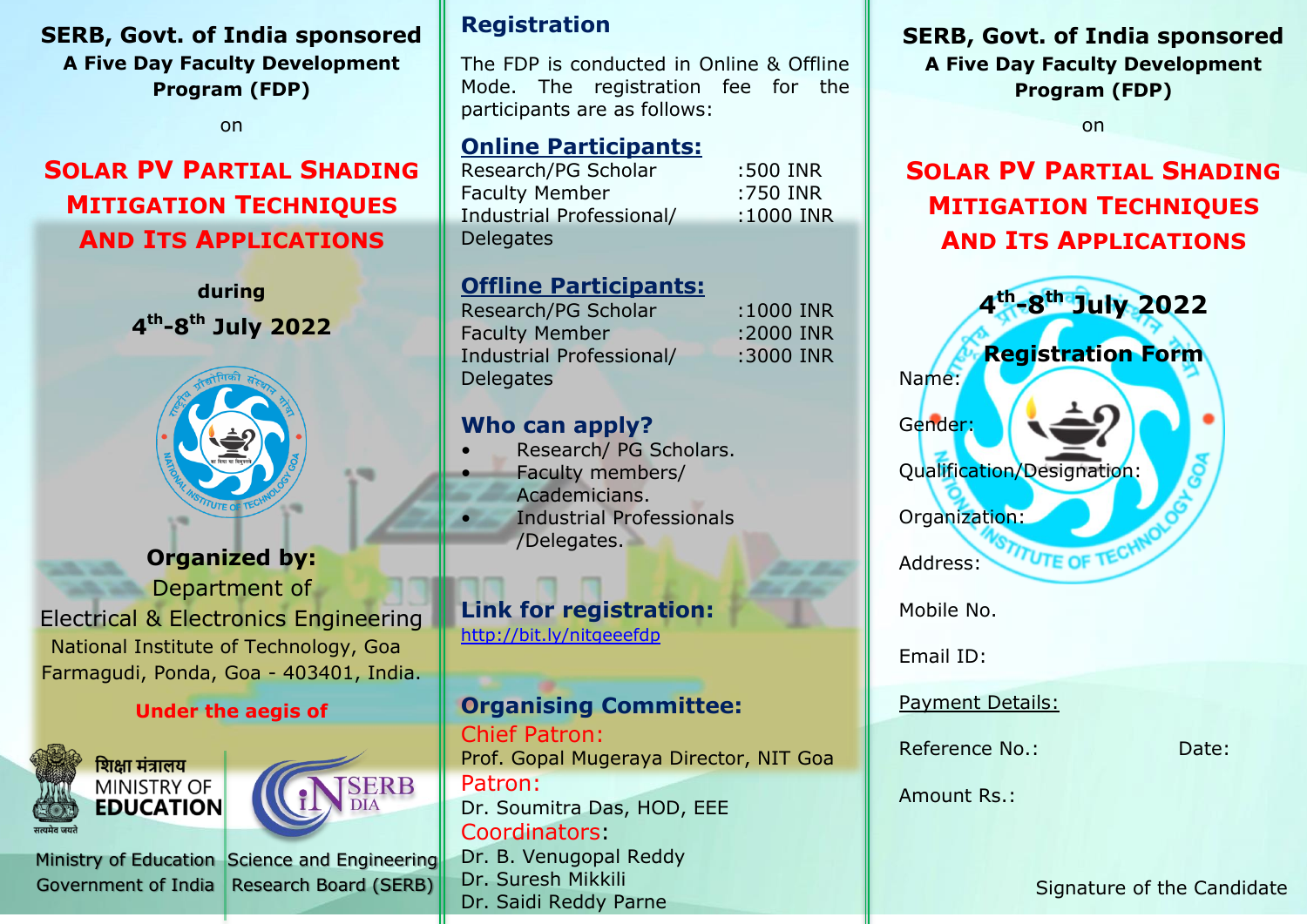**SERB, Govt. of India sponsored**

**A Five Day Faculty Development Program (FDP)**

on

# SOLAR PV PARTIAL SHADING MITIGATION TECHNIQUES AND ITS APPLICATIONS

**during**

**4th-8th July 2022**

**Organized by:**

Department of Electrical & Electronics Engineering

National Institute of Technology, Goa

Farmagudi, Ponda, Goa - 403401, India.

**Under the aegis of**

शिक्षा मंत्रालय
MINISTRY OF **EDUCATION**

Ministry of Education Government of India

Science and Engineering Research Board (SERB)

## Registration

The FDP is conducted in Online & Offline Mode. The registration fee for the participants are as follows:

### Online Participants:

| Category | Fee |
|---|---|
| Research/PG Scholar | :500 INR |
| Faculty Member | :750 INR |
| Industrial Professional/ Delegates | :1000 INR |

### Offline Participants:

| Category | Fee |
|---|---|
| Research/PG Scholar | :1000 INR |
| Faculty Member | :2000 INR |
| Industrial Professional/ Delegates | :3000 INR |

### Who can apply?

- Research/ PG Scholars.
- Faculty members/ Academicians.
- Industrial Professionals /Delegates.

### Link for registration:

http://bit.ly/nitgeeefdp

### Organising Committee:

Chief Patron:
Prof. Gopal Mugeraya Director, NIT Goa

Patron:
Dr. Soumitra Das, HOD, EEE

Coordinators:
Dr. B. Venugopal Reddy
Dr. Suresh Mikkili
Dr. Saidi Reddy Parne

**SERB, Govt. of India sponsored**

**A Five Day Faculty Development Program (FDP)**

on

# SOLAR PV PARTIAL SHADING MITIGATION TECHNIQUES AND ITS APPLICATIONS

**4th-8th July 2022**

## Registration Form

Name:

Gender:

Qualification/Designation:

Organization:

Address:

Mobile No.

Email ID:

Payment Details:

Reference No.: Date:

Amount Rs.:

Signature of the Candidate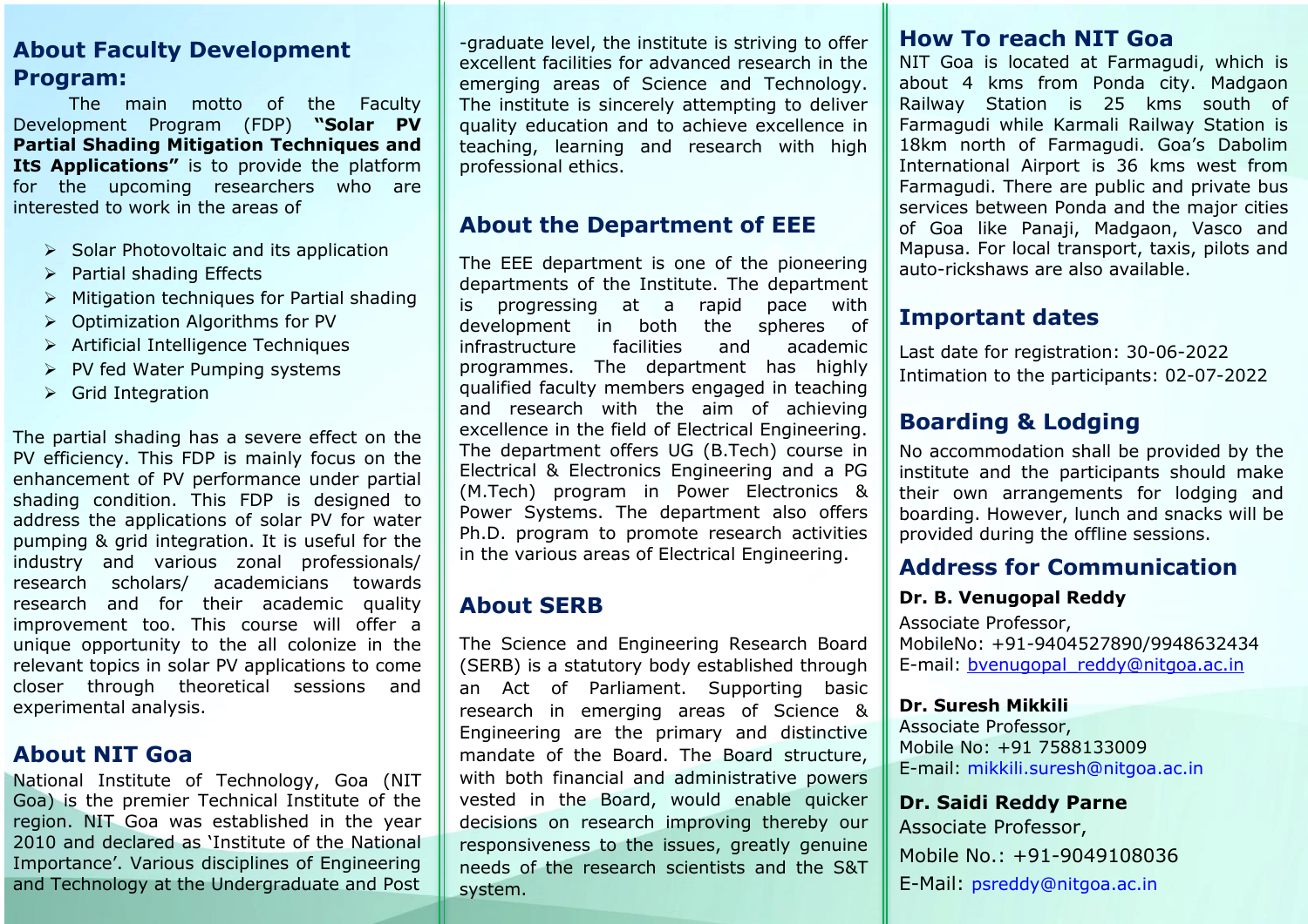## About Faculty Development Program:

The main motto of the Faculty Development Program (FDP) **"Solar PV Partial Shading Mitigation Techniques and Its Applications"** is to provide the platform for the upcoming researchers who are interested to work in the areas of

- Solar Photovoltaic and its application
- Partial shading Effects
- Mitigation techniques for Partial shading
- Optimization Algorithms for PV
- Artificial Intelligence Techniques
- PV fed Water Pumping systems
- Grid Integration

The partial shading has a severe effect on the PV efficiency. This FDP is mainly focus on the enhancement of PV performance under partial shading condition. This FDP is designed to address the applications of solar PV for water pumping & grid integration. It is useful for the industry and various zonal professionals/ research scholars/ academicians towards research and for their academic quality improvement too. This course will offer a unique opportunity to the all colonize in the relevant topics in solar PV applications to come closer through theoretical sessions and experimental analysis.

## About NIT Goa

National Institute of Technology, Goa (NIT Goa) is the premier Technical Institute of the region. NIT Goa was established in the year 2010 and declared as 'Institute of the National Importance'. Various disciplines of Engineering and Technology at the Undergraduate and Post-graduate level, the institute is striving to offer excellent facilities for advanced research in the emerging areas of Science and Technology. The institute is sincerely attempting to deliver quality education and to achieve excellence in teaching, learning and research with high professional ethics.

## About the Department of EEE

The EEE department is one of the pioneering departments of the Institute. The department is progressing at a rapid pace with development in both the spheres of infrastructure facilities and academic programmes. The department has highly qualified faculty members engaged in teaching and research with the aim of achieving excellence in the field of Electrical Engineering. The department offers UG (B.Tech) course in Electrical & Electronics Engineering and a PG (M.Tech) program in Power Electronics & Power Systems. The department also offers Ph.D. program to promote research activities in the various areas of Electrical Engineering.

## About SERB

The Science and Engineering Research Board (SERB) is a statutory body established through an Act of Parliament. Supporting basic research in emerging areas of Science & Engineering are the primary and distinctive mandate of the Board. The Board structure, with both financial and administrative powers vested in the Board, would enable quicker decisions on research improving thereby our responsiveness to the issues, greatly genuine needs of the research scientists and the S&T system.

## How To reach NIT Goa

NIT Goa is located at Farmagudi, which is about 4 kms from Ponda city. Madgaon Railway Station is 25 kms south of Farmagudi while Karmali Railway Station is 18km north of Farmagudi. Goa's Dabolim International Airport is 36 kms west from Farmagudi. There are public and private bus services between Ponda and the major cities of Goa like Panaji, Madgaon, Vasco and Mapusa. For local transport, taxis, pilots and auto-rickshaws are also available.

## Important dates

Last date for registration: 30-06-2022
Intimation to the participants: 02-07-2022

## Boarding & Lodging

No accommodation shall be provided by the institute and the participants should make their own arrangements for lodging and boarding. However, lunch and snacks will be provided during the offline sessions.

## Address for Communication

**Dr. B. Venugopal Reddy**
Associate Professor,
MobileNo: +91-9404527890/9948632434
E-mail: bvenugopal_reddy@nitgoa.ac.in

**Dr. Suresh Mikkili**
Associate Professor,
Mobile No: +91 7588133009
E-mail: mikkili.suresh@nitgoa.ac.in

**Dr. Saidi Reddy Parne**
Associate Professor,
Mobile No.: +91-9049108036
E-Mail: psreddy@nitgoa.ac.in